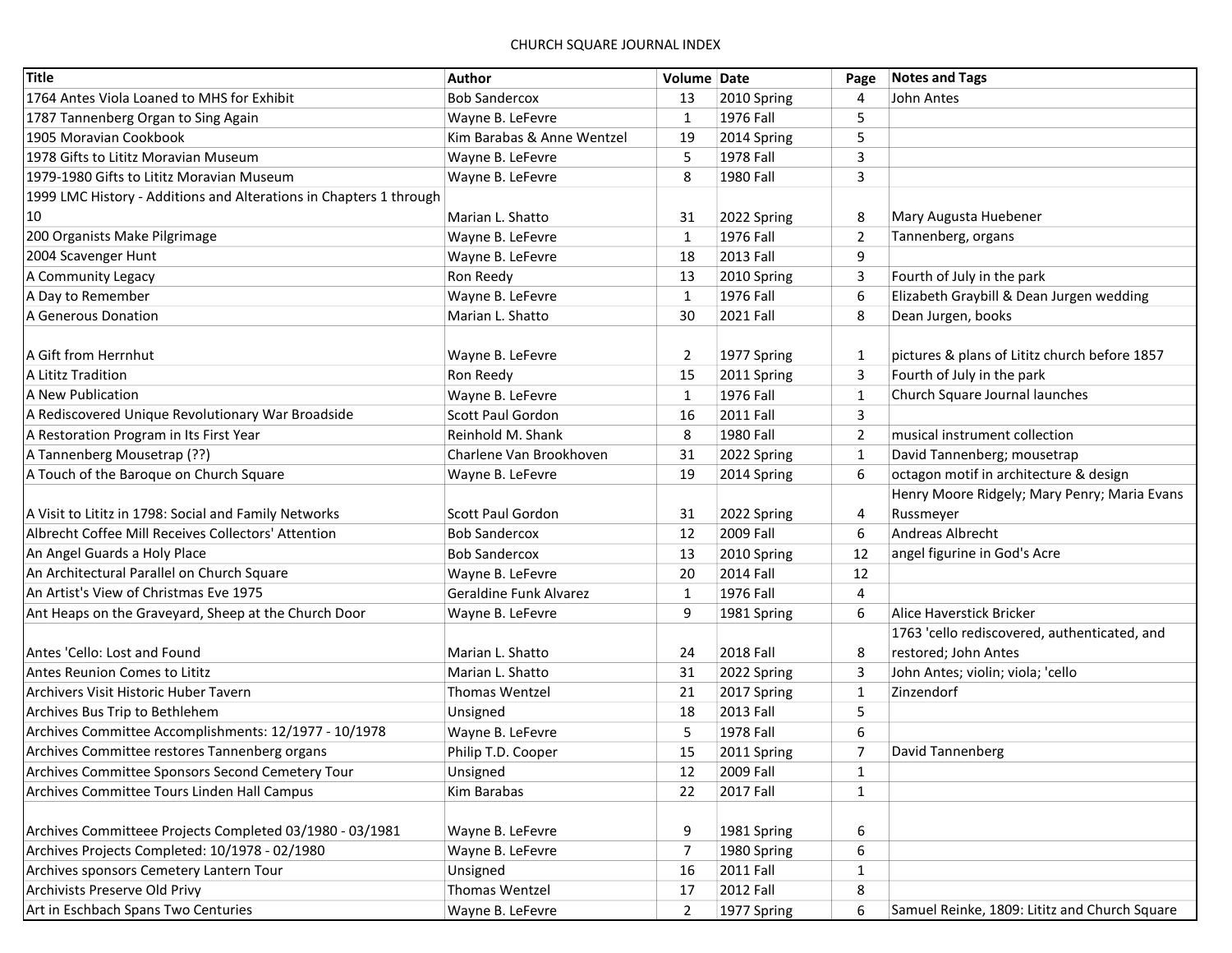# CHURCH SQUARE JOURNAL INDEX

| Title | Author | Volume | Date | Page | Notes and Tags |
|---|---|---|---|---|---|
| 1764 Antes Viola Loaned to MHS for Exhibit | Bob Sandercox | 13 | 2010 Spring | 4 | John Antes |
| 1787 Tannenberg Organ to Sing Again | Wayne B. LeFevre | 1 | 1976 Fall | 5 | |
| 1905 Moravian Cookbook | Kim Barabas & Anne Wentzel | 19 | 2014 Spring | 5 | |
| 1978 Gifts to Lititz Moravian Museum | Wayne B. LeFevre | 5 | 1978 Fall | 3 | |
| 1979-1980 Gifts to Lititz Moravian Museum | Wayne B. LeFevre | 8 | 1980 Fall | 3 | |
| 1999 LMC History - Additions and Alterations in Chapters 1 through 10 | Marian L. Shatto | 31 | 2022 Spring | 8 | Mary Augusta Huebener |
| 200 Organists Make Pilgrimage | Wayne B. LeFevre | 1 | 1976 Fall | 2 | Tannenberg, organs |
| 2004 Scavenger Hunt | Wayne B. LeFevre | 18 | 2013 Fall | 9 | |
| A Community Legacy | Ron Reedy | 13 | 2010 Spring | 3 | Fourth of July in the park |
| A Day to Remember | Wayne B. LeFevre | 1 | 1976 Fall | 6 | Elizabeth Graybill & Dean Jurgen wedding |
| A Generous Donation | Marian L. Shatto | 30 | 2021 Fall | 8 | Dean Jurgen, books |
| A Gift from Herrnhut | Wayne B. LeFevre | 2 | 1977 Spring | 1 | pictures & plans of Lititz church before 1857 |
| A Lititz Tradition | Ron Reedy | 15 | 2011 Spring | 3 | Fourth of July in the park |
| A New Publication | Wayne B. LeFevre | 1 | 1976 Fall | 1 | Church Square Journal launches |
| A Rediscovered Unique Revolutionary War Broadside | Scott Paul Gordon | 16 | 2011 Fall | 3 | |
| A Restoration Program in Its First Year | Reinhold M. Shank | 8 | 1980 Fall | 2 | musical instrument collection |
| A Tannenberg Mousetrap (??) | Charlene Van Brookhoven | 31 | 2022 Spring | 1 | David Tannenberg; mousetrap |
| A Touch of the Baroque on Church Square | Wayne B. LeFevre | 19 | 2014 Spring | 6 | octagon motif in architecture & design |
| A Visit to Lititz in 1798: Social and Family Networks | Scott Paul Gordon | 31 | 2022 Spring | 4 | Henry Moore Ridgely; Mary Penry; Maria Evans Russmeyer |
| Albrecht Coffee Mill Receives Collectors' Attention | Bob Sandercox | 12 | 2009 Fall | 6 | Andreas Albrecht |
| An Angel Guards a Holy Place | Bob Sandercox | 13 | 2010 Spring | 12 | angel figurine in God's Acre |
| An Architectural Parallel on Church Square | Wayne B. LeFevre | 20 | 2014 Fall | 12 | |
| An Artist's View of Christmas Eve 1975 | Geraldine Funk Alvarez | 1 | 1976 Fall | 4 | |
| Ant Heaps on the Graveyard, Sheep at the Church Door | Wayne B. LeFevre | 9 | 1981 Spring | 6 | Alice Haverstick Bricker |
| Antes 'Cello: Lost and Found | Marian L. Shatto | 24 | 2018 Fall | 8 | 1763 'cello rediscovered, authenticated, and restored; John Antes |
| Antes Reunion Comes to Lititz | Marian L. Shatto | 31 | 2022 Spring | 3 | John Antes; violin; viola; 'cello |
| Archivers Visit Historic Huber Tavern | Thomas Wentzel | 21 | 2017 Spring | 1 | Zinzendorf |
| Archives Bus Trip to Bethlehem | Unsigned | 18 | 2013 Fall | 5 | |
| Archives Committee Accomplishments: 12/1977 - 10/1978 | Wayne B. LeFevre | 5 | 1978 Fall | 6 | |
| Archives Committee restores Tannenberg organs | Philip T.D. Cooper | 15 | 2011 Spring | 7 | David Tannenberg |
| Archives Committee Sponsors Second Cemetery Tour | Unsigned | 12 | 2009 Fall | 1 | |
| Archives Committee Tours Linden Hall Campus | Kim Barabas | 22 | 2017 Fall | 1 | |
| Archives Committeee Projects Completed 03/1980 - 03/1981 | Wayne B. LeFevre | 9 | 1981 Spring | 6 | |
| Archives Projects Completed: 10/1978 - 02/1980 | Wayne B. LeFevre | 7 | 1980 Spring | 6 | |
| Archives sponsors Cemetery Lantern Tour | Unsigned | 16 | 2011 Fall | 1 | |
| Archivists Preserve Old Privy | Thomas Wentzel | 17 | 2012 Fall | 8 | |
| Art in Eschbach Spans Two Centuries | Wayne B. LeFevre | 2 | 1977 Spring | 6 | Samuel Reinke, 1809: Lititz and Church Square |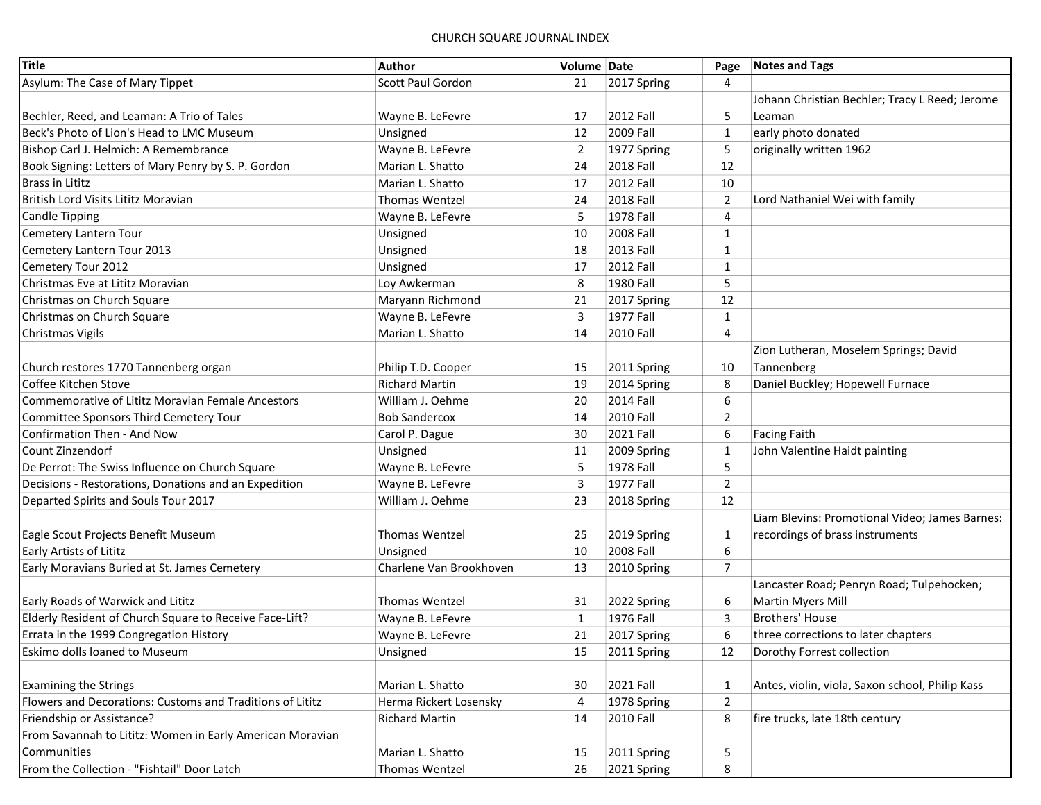CHURCH SQUARE JOURNAL INDEX

| Title | Author | Volume | Date | Page | Notes and Tags |
|---|---|---|---|---|---|
| Asylum: The Case of Mary Tippet | Scott Paul Gordon | 21 | 2017 Spring | 4 | |
| Bechler, Reed, and Leaman: A Trio of Tales | Wayne B. LeFevre | 17 | 2012 Fall | 5 | Johann Christian Bechler; Tracy L Reed; Jerome Leaman |
| Beck's Photo of Lion's Head to LMC Museum | Unsigned | 12 | 2009 Fall | 1 | early photo donated |
| Bishop Carl J. Helmich: A Remembrance | Wayne B. LeFevre | 2 | 1977 Spring | 5 | originally written 1962 |
| Book Signing: Letters of Mary Penry by S. P. Gordon | Marian L. Shatto | 24 | 2018 Fall | 12 | |
| Brass in Lititz | Marian L. Shatto | 17 | 2012 Fall | 10 | |
| British Lord Visits Lititz Moravian | Thomas Wentzel | 24 | 2018 Fall | 2 | Lord Nathaniel Wei with family |
| Candle Tipping | Wayne B. LeFevre | 5 | 1978 Fall | 4 | |
| Cemetery Lantern Tour | Unsigned | 10 | 2008 Fall | 1 | |
| Cemetery Lantern Tour 2013 | Unsigned | 18 | 2013 Fall | 1 | |
| Cemetery Tour 2012 | Unsigned | 17 | 2012 Fall | 1 | |
| Christmas Eve at Lititz Moravian | Loy Awkerman | 8 | 1980 Fall | 5 | |
| Christmas on Church Square | Maryann Richmond | 21 | 2017 Spring | 12 | |
| Christmas on Church Square | Wayne B. LeFevre | 3 | 1977 Fall | 1 | |
| Christmas Vigils | Marian L. Shatto | 14 | 2010 Fall | 4 | |
| Church restores 1770 Tannenberg organ | Philip T.D. Cooper | 15 | 2011 Spring | 10 | Zion Lutheran, Moselem Springs; David Tannenberg |
| Coffee Kitchen Stove | Richard Martin | 19 | 2014 Spring | 8 | Daniel Buckley; Hopewell Furnace |
| Commemorative of Lititz Moravian Female Ancestors | William J. Oehme | 20 | 2014 Fall | 6 | |
| Committee Sponsors Third Cemetery Tour | Bob Sandercox | 14 | 2010 Fall | 2 | |
| Confirmation Then - And Now | Carol P. Dague | 30 | 2021 Fall | 6 | Facing Faith |
| Count Zinzendorf | Unsigned | 11 | 2009 Spring | 1 | John Valentine Haidt painting |
| De Perrot: The Swiss Influence on Church Square | Wayne B. LeFevre | 5 | 1978 Fall | 5 | |
| Decisions - Restorations, Donations and an Expedition | Wayne B. LeFevre | 3 | 1977 Fall | 2 | |
| Departed Spirits and Souls Tour 2017 | William J. Oehme | 23 | 2018 Spring | 12 | |
| Eagle Scout Projects Benefit Museum | Thomas Wentzel | 25 | 2019 Spring | 1 | Liam Blevins: Promotional Video; James Barnes: recordings of brass instruments |
| Early Artists of Lititz | Unsigned | 10 | 2008 Fall | 6 | |
| Early Moravians Buried at St. James Cemetery | Charlene Van Brookhoven | 13 | 2010 Spring | 7 | |
| Early Roads of Warwick and Lititz | Thomas Wentzel | 31 | 2022 Spring | 6 | Lancaster Road; Penryn Road; Tulpehocken; Martin Myers Mill |
| Elderly Resident of Church Square to Receive Face-Lift? | Wayne B. LeFevre | 1 | 1976 Fall | 3 | Brothers' House |
| Errata in the 1999 Congregation History | Wayne B. LeFevre | 21 | 2017 Spring | 6 | three corrections to later chapters |
| Eskimo dolls loaned to Museum | Unsigned | 15 | 2011 Spring | 12 | Dorothy Forrest collection |
| Examining the Strings | Marian L. Shatto | 30 | 2021 Fall | 1 | Antes, violin, viola, Saxon school, Philip Kass |
| Flowers and Decorations: Customs and Traditions of Lititz | Herma Rickert Losensky | 4 | 1978 Spring | 2 | |
| Friendship or Assistance? | Richard Martin | 14 | 2010 Fall | 8 | fire trucks, late 18th century |
| From Savannah to Lititz: Women in Early American Moravian Communities | Marian L. Shatto | 15 | 2011 Spring | 5 | |
| From the Collection - "Fishtail" Door Latch | Thomas Wentzel | 26 | 2021 Spring | 8 | |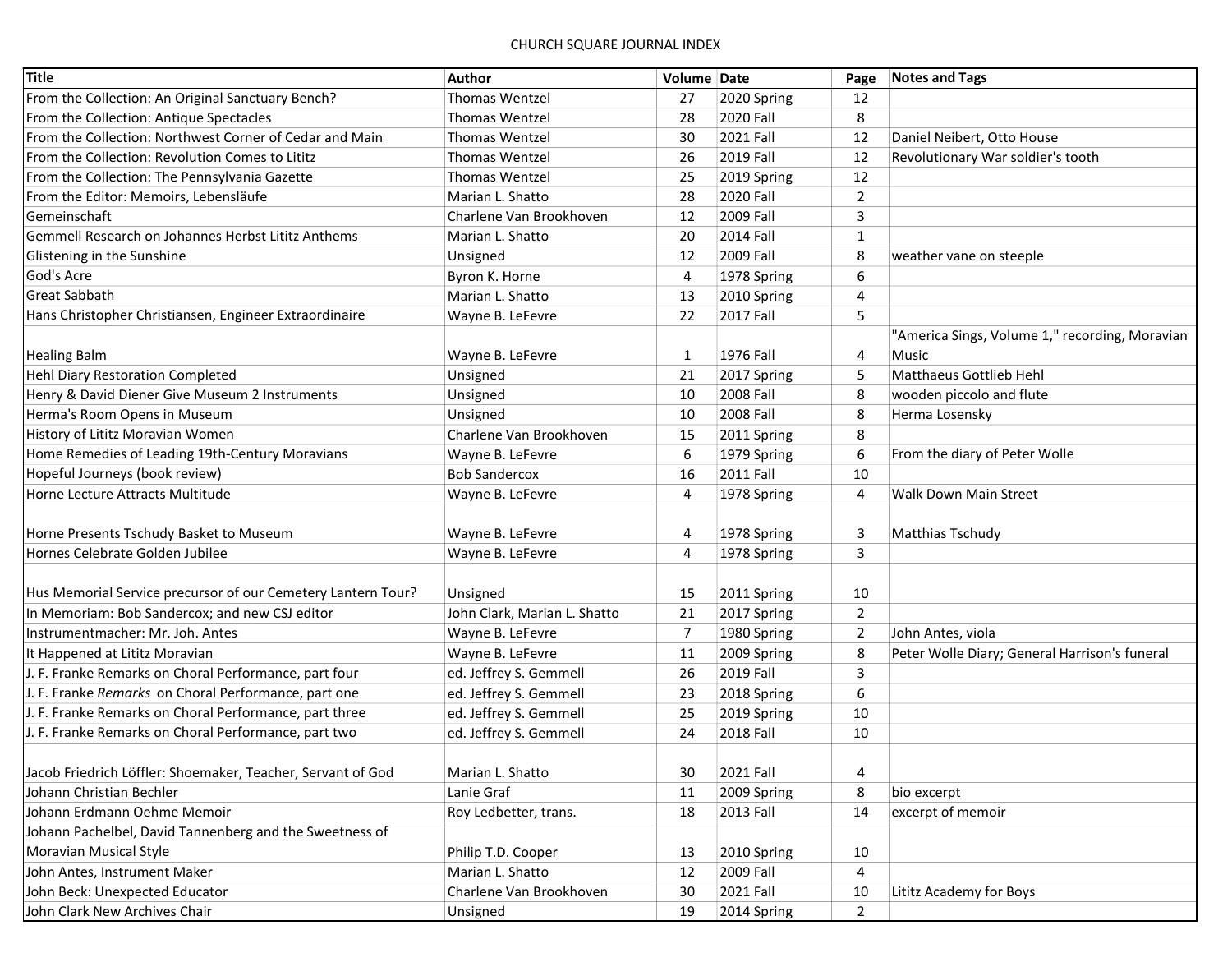CHURCH SQUARE JOURNAL INDEX

| Title | Author | Volume | Date | Page | Notes and Tags |
|---|---|---|---|---|---|
| From the Collection: An Original Sanctuary Bench? | Thomas Wentzel | 27 | 2020 Spring | 12 | |
| From the Collection: Antique Spectacles | Thomas Wentzel | 28 | 2020 Fall | 8 | |
| From the Collection: Northwest Corner of Cedar and Main | Thomas Wentzel | 30 | 2021 Fall | 12 | Daniel Neibert, Otto House |
| From the Collection: Revolution Comes to Lititz | Thomas Wentzel | 26 | 2019 Fall | 12 | Revolutionary War soldier's tooth |
| From the Collection: The Pennsylvania Gazette | Thomas Wentzel | 25 | 2019 Spring | 12 | |
| From the Editor: Memoirs, Lebensläufe | Marian L. Shatto | 28 | 2020 Fall | 2 | |
| Gemeinschaft | Charlene Van Brookhoven | 12 | 2009 Fall | 3 | |
| Gemmell Research on Johannes Herbst Lititz Anthems | Marian L. Shatto | 20 | 2014 Fall | 1 | |
| Glistening in the Sunshine | Unsigned | 12 | 2009 Fall | 8 | weather vane on steeple |
| God's Acre | Byron K. Horne | 4 | 1978 Spring | 6 | |
| Great Sabbath | Marian L. Shatto | 13 | 2010 Spring | 4 | |
| Hans Christopher Christiansen, Engineer Extraordinaire | Wayne B. LeFevre | 22 | 2017 Fall | 5 | |
| Healing Balm | Wayne B. LeFevre | 1 | 1976 Fall | 4 | "America Sings, Volume 1," recording, Moravian Music |
| Hehl Diary Restoration Completed | Unsigned | 21 | 2017 Spring | 5 | Matthaeus Gottlieb Hehl |
| Henry & David Diener Give Museum 2 Instruments | Unsigned | 10 | 2008 Fall | 8 | wooden piccolo and flute |
| Herma's Room Opens in Museum | Unsigned | 10 | 2008 Fall | 8 | Herma Losensky |
| History of Lititz Moravian Women | Charlene Van Brookhoven | 15 | 2011 Spring | 8 | |
| Home Remedies of Leading 19th-Century Moravians | Wayne B. LeFevre | 6 | 1979 Spring | 6 | From the diary of Peter Wolle |
| Hopeful Journeys (book review) | Bob Sandercox | 16 | 2011 Fall | 10 | |
| Horne Lecture Attracts Multitude | Wayne B. LeFevre | 4 | 1978 Spring | 4 | Walk Down Main Street |
| Horne Presents Tschudy Basket to Museum | Wayne B. LeFevre | 4 | 1978 Spring | 3 | Matthias Tschudy |
| Hornes Celebrate Golden Jubilee | Wayne B. LeFevre | 4 | 1978 Spring | 3 | |
| Hus Memorial Service precursor of our Cemetery Lantern Tour? | Unsigned | 15 | 2011 Spring | 10 | |
| In Memoriam: Bob Sandercox; and new CSJ editor | John Clark, Marian L. Shatto | 21 | 2017 Spring | 2 | |
| Instrumentmacher: Mr. Joh. Antes | Wayne B. LeFevre | 7 | 1980 Spring | 2 | John Antes, viola |
| It Happened at Lititz Moravian | Wayne B. LeFevre | 11 | 2009 Spring | 8 | Peter Wolle Diary; General Harrison's funeral |
| J. F. Franke Remarks on Choral Performance, part four | ed. Jeffrey S. Gemmell | 26 | 2019 Fall | 3 | |
| J. F. Franke *Remarks* on Choral Performance, part one | ed. Jeffrey S. Gemmell | 23 | 2018 Spring | 6 | |
| J. F. Franke Remarks on Choral Performance, part three | ed. Jeffrey S. Gemmell | 25 | 2019 Spring | 10 | |
| J. F. Franke Remarks on Choral Performance, part two | ed. Jeffrey S. Gemmell | 24 | 2018 Fall | 10 | |
| Jacob Friedrich Löffler: Shoemaker, Teacher, Servant of God | Marian L. Shatto | 30 | 2021 Fall | 4 | |
| Johann Christian Bechler | Lanie Graf | 11 | 2009 Spring | 8 | bio excerpt |
| Johann Erdmann Oehme Memoir | Roy Ledbetter, trans. | 18 | 2013 Fall | 14 | excerpt of memoir |
| Johann Pachelbel, David Tannenberg and the Sweetness of Moravian Musical Style | Philip T.D. Cooper | 13 | 2010 Spring | 10 | |
| John Antes, Instrument Maker | Marian L. Shatto | 12 | 2009 Fall | 4 | |
| John Beck: Unexpected Educator | Charlene Van Brookhoven | 30 | 2021 Fall | 10 | Lititz Academy for Boys |
| John Clark New Archives Chair | Unsigned | 19 | 2014 Spring | 2 | |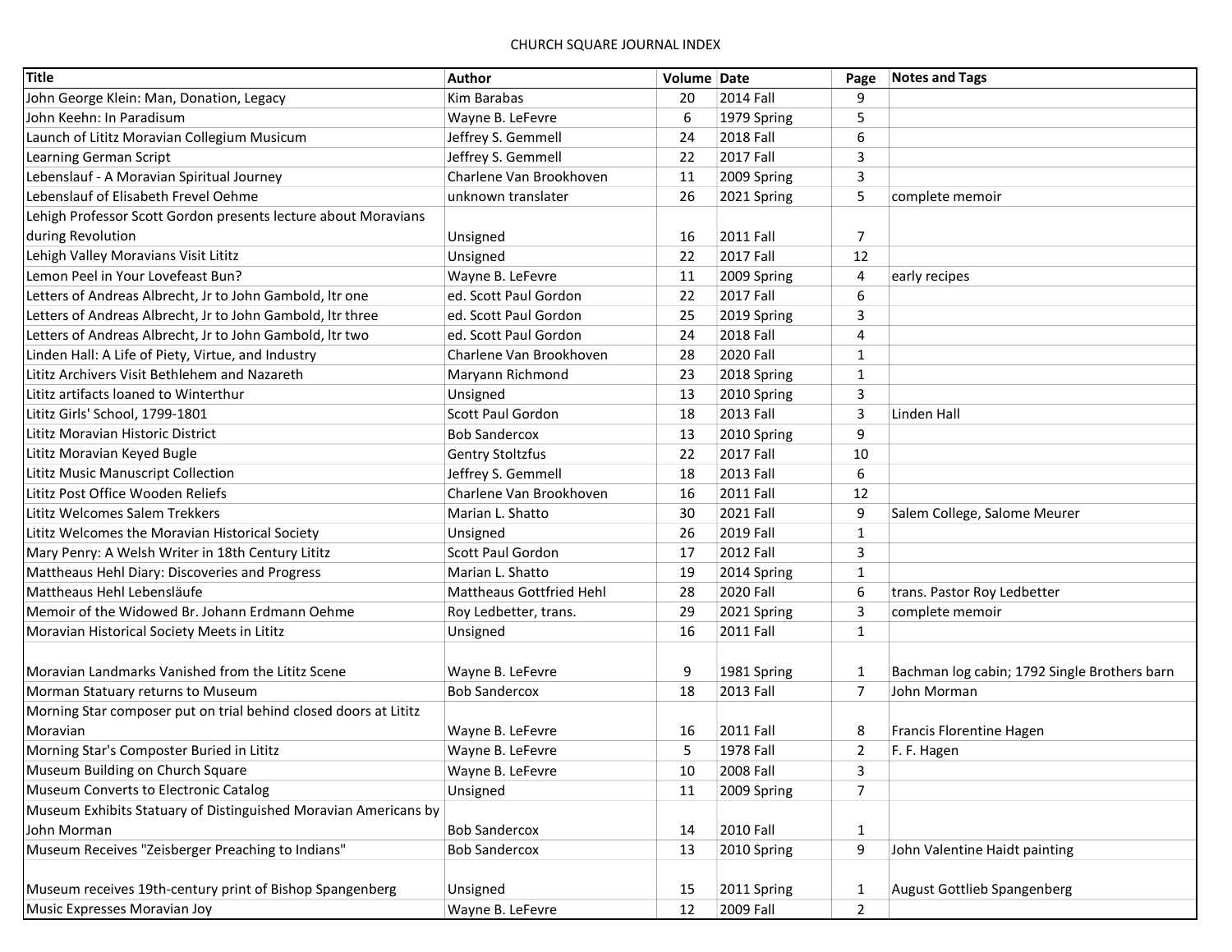CHURCH SQUARE JOURNAL INDEX

| Title | Author | Volume | Date | Page | Notes and Tags |
|---|---|---|---|---|---|
| John George Klein: Man, Donation, Legacy | Kim Barabas | 20 | 2014 Fall | 9 | |
| John Keehn: In Paradisum | Wayne B. LeFevre | 6 | 1979 Spring | 5 | |
| Launch of Lititz Moravian Collegium Musicum | Jeffrey S. Gemmell | 24 | 2018 Fall | 6 | |
| Learning German Script | Jeffrey S. Gemmell | 22 | 2017 Fall | 3 | |
| Lebenslauf - A Moravian Spiritual Journey | Charlene Van Brookhoven | 11 | 2009 Spring | 3 | |
| Lebenslauf of Elisabeth Frevel Oehme | unknown translater | 26 | 2021 Spring | 5 | complete memoir |
| Lehigh Professor Scott Gordon presents lecture about Moravians during Revolution | Unsigned | 16 | 2011 Fall | 7 | |
| Lehigh Valley Moravians Visit Lititz | Unsigned | 22 | 2017 Fall | 12 | |
| Lemon Peel in Your Lovefeast Bun? | Wayne B. LeFevre | 11 | 2009 Spring | 4 | early recipes |
| Letters of Andreas Albrecht, Jr to John Gambold, ltr one | ed. Scott Paul Gordon | 22 | 2017 Fall | 6 | |
| Letters of Andreas Albrecht, Jr to John Gambold, ltr three | ed. Scott Paul Gordon | 25 | 2019 Spring | 3 | |
| Letters of Andreas Albrecht, Jr to John Gambold, ltr two | ed. Scott Paul Gordon | 24 | 2018 Fall | 4 | |
| Linden Hall: A Life of Piety, Virtue, and Industry | Charlene Van Brookhoven | 28 | 2020 Fall | 1 | |
| Lititz Archivers Visit Bethlehem and Nazareth | Maryann Richmond | 23 | 2018 Spring | 1 | |
| Lititz artifacts loaned to Winterthur | Unsigned | 13 | 2010 Spring | 3 | |
| Lititz Girls' School, 1799-1801 | Scott Paul Gordon | 18 | 2013 Fall | 3 | Linden Hall |
| Lititz Moravian Historic District | Bob Sandercox | 13 | 2010 Spring | 9 | |
| Lititz Moravian Keyed Bugle | Gentry Stoltzfus | 22 | 2017 Fall | 10 | |
| Lititz Music Manuscript Collection | Jeffrey S. Gemmell | 18 | 2013 Fall | 6 | |
| Lititz Post Office Wooden Reliefs | Charlene Van Brookhoven | 16 | 2011 Fall | 12 | |
| Lititz Welcomes Salem Trekkers | Marian L. Shatto | 30 | 2021 Fall | 9 | Salem College, Salome Meurer |
| Lititz Welcomes the Moravian Historical Society | Unsigned | 26 | 2019 Fall | 1 | |
| Mary Penry: A Welsh Writer in 18th Century Lititz | Scott Paul Gordon | 17 | 2012 Fall | 3 | |
| Mattheaus Hehl Diary: Discoveries and Progress | Marian L. Shatto | 19 | 2014 Spring | 1 | |
| Mattheaus Hehl Lebensläufe | Mattheaus Gottfried Hehl | 28 | 2020 Fall | 6 | trans. Pastor Roy Ledbetter |
| Memoir of the Widowed Br. Johann Erdmann Oehme | Roy Ledbetter, trans. | 29 | 2021 Spring | 3 | complete memoir |
| Moravian Historical Society Meets in Lititz | Unsigned | 16 | 2011 Fall | 1 | |
| Moravian Landmarks Vanished from the Lititz Scene | Wayne B. LeFevre | 9 | 1981 Spring | 1 | Bachman log cabin; 1792 Single Brothers barn |
| Morman Statuary returns to Museum | Bob Sandercox | 18 | 2013 Fall | 7 | John Morman |
| Morning Star composer put on trial behind closed doors at Lititz Moravian | Wayne B. LeFevre | 16 | 2011 Fall | 8 | Francis Florentine Hagen |
| Morning Star's Composter Buried in Lititz | Wayne B. LeFevre | 5 | 1978 Fall | 2 | F. F. Hagen |
| Museum Building on Church Square | Wayne B. LeFevre | 10 | 2008 Fall | 3 | |
| Museum Converts to Electronic Catalog | Unsigned | 11 | 2009 Spring | 7 | |
| Museum Exhibits Statuary of Distinguished Moravian Americans by John Morman | Bob Sandercox | 14 | 2010 Fall | 1 | |
| Museum Receives "Zeisberger Preaching to Indians" | Bob Sandercox | 13 | 2010 Spring | 9 | John Valentine Haidt painting |
| Museum receives 19th-century print of Bishop Spangenberg | Unsigned | 15 | 2011 Spring | 1 | August Gottlieb Spangenberg |
| Music Expresses Moravian Joy | Wayne B. LeFevre | 12 | 2009 Fall | 2 | |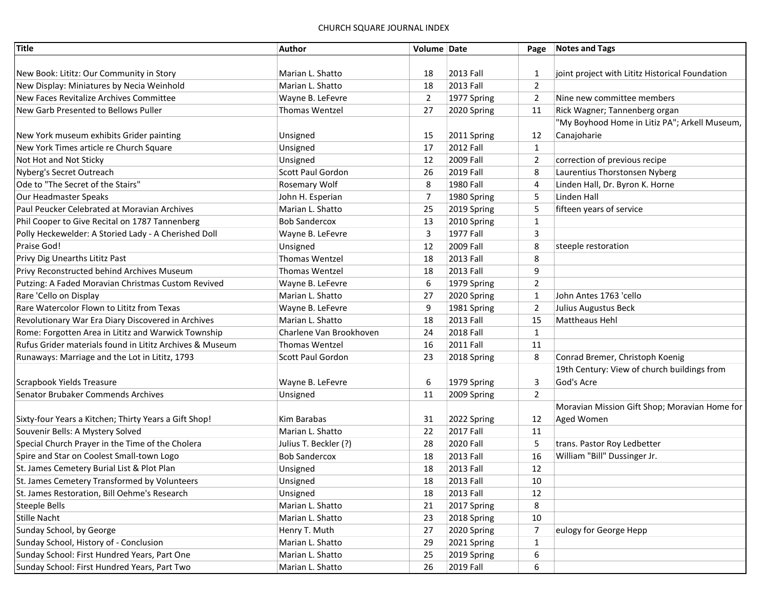CHURCH SQUARE JOURNAL INDEX

| Title | Author | Volume | Date | Page | Notes and Tags |
|---|---|---|---|---|---|
| New Book: Lititz: Our Community in Story | Marian L. Shatto | 18 | 2013 Fall | 1 | joint project with Lititz Historical Foundation |
| New Display: Miniatures by Necia Weinhold | Marian L. Shatto | 18 | 2013 Fall | 2 | |
| New Faces Revitalize Archives Committee | Wayne B. LeFevre | 2 | 1977 Spring | 2 | Nine new committee members |
| New Garb Presented to Bellows Puller | Thomas Wentzel | 27 | 2020 Spring | 11 | Rick Wagner; Tannenberg organ |
| New York museum exhibits Grider painting | Unsigned | 15 | 2011 Spring | 12 | "My Boyhood Home in Litiz PA"; Arkell Museum, Canajoharie |
| New York Times article re Church Square | Unsigned | 17 | 2012 Fall | 1 | |
| Not Hot and Not Sticky | Unsigned | 12 | 2009 Fall | 2 | correction of previous recipe |
| Nyberg's Secret Outreach | Scott Paul Gordon | 26 | 2019 Fall | 8 | Laurentius Thorstonsen Nyberg |
| Ode to "The Secret of the Stairs" | Rosemary Wolf | 8 | 1980 Fall | 4 | Linden Hall, Dr. Byron K. Horne |
| Our Headmaster Speaks | John H. Esperian | 7 | 1980 Spring | 5 | Linden Hall |
| Paul Peucker Celebrated at Moravian Archives | Marian L. Shatto | 25 | 2019 Spring | 5 | fifteen years of service |
| Phil Cooper to Give Recital on 1787 Tannenberg | Bob Sandercox | 13 | 2010 Spring | 1 | |
| Polly Heckewelder: A Storied Lady - A Cherished Doll | Wayne B. LeFevre | 3 | 1977 Fall | 3 | |
| Praise God! | Unsigned | 12 | 2009 Fall | 8 | steeple restoration |
| Privy Dig Unearths Lititz Past | Thomas Wentzel | 18 | 2013 Fall | 8 | |
| Privy Reconstructed behind Archives Museum | Thomas Wentzel | 18 | 2013 Fall | 9 | |
| Putzing: A Faded Moravian Christmas Custom Revived | Wayne B. LeFevre | 6 | 1979 Spring | 2 | |
| Rare 'Cello on Display | Marian L. Shatto | 27 | 2020 Spring | 1 | John Antes 1763 'cello |
| Rare Watercolor Flown to Lititz from Texas | Wayne B. LeFevre | 9 | 1981 Spring | 2 | Julius Augustus Beck |
| Revolutionary War Era Diary Discovered in Archives | Marian L. Shatto | 18 | 2013 Fall | 15 | Mattheaus Hehl |
| Rome: Forgotten Area in Lititz and Warwick Township | Charlene Van Brookhoven | 24 | 2018 Fall | 1 | |
| Rufus Grider materials found in Lititz Archives & Museum | Thomas Wentzel | 16 | 2011 Fall | 11 | |
| Runaways: Marriage and the Lot in Lititz, 1793 | Scott Paul Gordon | 23 | 2018 Spring | 8 | Conrad Bremer, Christoph Koenig |
| Scrapbook Yields Treasure | Wayne B. LeFevre | 6 | 1979 Spring | 3 | 19th Century: View of church buildings from God's Acre |
| Senator Brubaker Commends Archives | Unsigned | 11 | 2009 Spring | 2 | |
| Sixty-four Years a Kitchen; Thirty Years a Gift Shop! | Kim Barabas | 31 | 2022 Spring | 12 | Moravian Mission Gift Shop; Moravian Home for Aged Women |
| Souvenir Bells: A Mystery Solved | Marian L. Shatto | 22 | 2017 Fall | 11 | |
| Special Church Prayer in the Time of the Cholera | Julius T. Beckler (?) | 28 | 2020 Fall | 5 | trans. Pastor Roy Ledbetter |
| Spire and Star on Coolest Small-town Logo | Bob Sandercox | 18 | 2013 Fall | 16 | William "Bill" Dussinger Jr. |
| St. James Cemetery Burial List & Plot Plan | Unsigned | 18 | 2013 Fall | 12 | |
| St. James Cemetery Transformed by Volunteers | Unsigned | 18 | 2013 Fall | 10 | |
| St. James Restoration, Bill Oehme's Research | Unsigned | 18 | 2013 Fall | 12 | |
| Steeple Bells | Marian L. Shatto | 21 | 2017 Spring | 8 | |
| Stille Nacht | Marian L. Shatto | 23 | 2018 Spring | 10 | |
| Sunday School, by George | Henry T. Muth | 27 | 2020 Spring | 7 | eulogy for George Hepp |
| Sunday School, History of - Conclusion | Marian L. Shatto | 29 | 2021 Spring | 1 | |
| Sunday School: First Hundred Years, Part One | Marian L. Shatto | 25 | 2019 Spring | 6 | |
| Sunday School: First Hundred Years, Part Two | Marian L. Shatto | 26 | 2019 Fall | 6 | |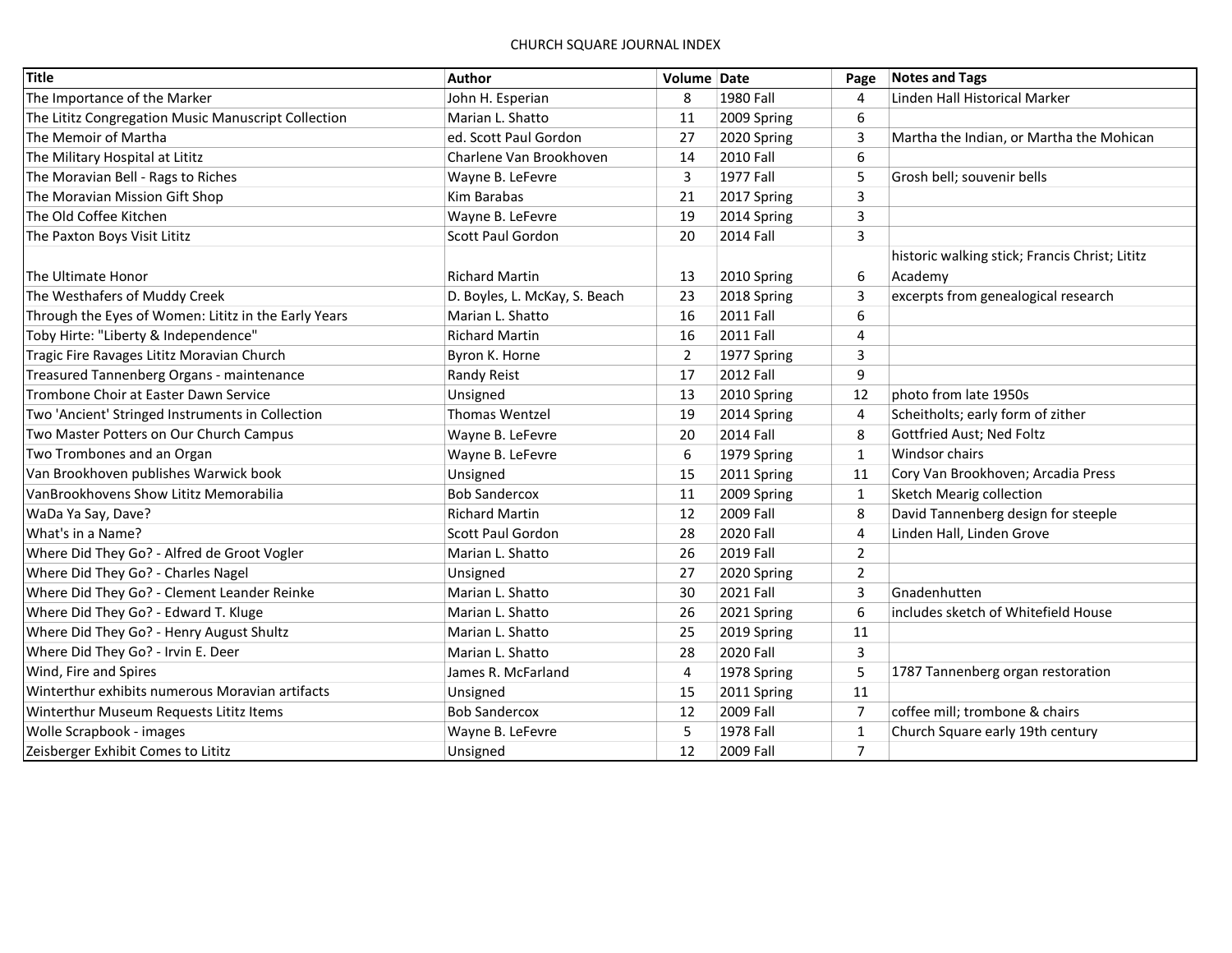CHURCH SQUARE JOURNAL INDEX

| Title | Author | Volume | Date | Page | Notes and Tags |
|---|---|---|---|---|---|
| The Importance of the Marker | John H. Esperian | 8 | 1980 Fall | 4 | Linden Hall Historical Marker |
| The Lititz Congregation Music Manuscript Collection | Marian L. Shatto | 11 | 2009 Spring | 6 | |
| The Memoir of Martha | ed. Scott Paul Gordon | 27 | 2020 Spring | 3 | Martha the Indian, or Martha the Mohican |
| The Military Hospital at Lititz | Charlene Van Brookhoven | 14 | 2010 Fall | 6 | |
| The Moravian Bell - Rags to Riches | Wayne B. LeFevre | 3 | 1977 Fall | 5 | Grosh bell; souvenir bells |
| The Moravian Mission Gift Shop | Kim Barabas | 21 | 2017 Spring | 3 | |
| The Old Coffee Kitchen | Wayne B. LeFevre | 19 | 2014 Spring | 3 | |
| The Paxton Boys Visit Lititz | Scott Paul Gordon | 20 | 2014 Fall | 3 | |
| The Ultimate Honor | Richard Martin | 13 | 2010 Spring | 6 | historic walking stick; Francis Christ; Lititz Academy |
| The Westhafers of Muddy Creek | D. Boyles, L. McKay, S. Beach | 23 | 2018 Spring | 3 | excerpts from genealogical research |
| Through the Eyes of Women: Lititz in the Early Years | Marian L. Shatto | 16 | 2011 Fall | 6 | |
| Toby Hirte: "Liberty & Independence" | Richard Martin | 16 | 2011 Fall | 4 | |
| Tragic Fire Ravages Lititz Moravian Church | Byron K. Horne | 2 | 1977 Spring | 3 | |
| Treasured Tannenberg Organs - maintenance | Randy Reist | 17 | 2012 Fall | 9 | |
| Trombone Choir at Easter Dawn Service | Unsigned | 13 | 2010 Spring | 12 | photo from late 1950s |
| Two 'Ancient' Stringed Instruments in Collection | Thomas Wentzel | 19 | 2014 Spring | 4 | Scheitholts; early form of zither |
| Two Master Potters on Our Church Campus | Wayne B. LeFevre | 20 | 2014 Fall | 8 | Gottfried Aust; Ned Foltz |
| Two Trombones and an Organ | Wayne B. LeFevre | 6 | 1979 Spring | 1 | Windsor chairs |
| Van Brookhoven publishes Warwick book | Unsigned | 15 | 2011 Spring | 11 | Cory Van Brookhoven; Arcadia Press |
| VanBrookhovens Show Lititz Memorabilia | Bob Sandercox | 11 | 2009 Spring | 1 | Sketch Mearig collection |
| WaDa Ya Say, Dave? | Richard Martin | 12 | 2009 Fall | 8 | David Tannenberg design for steeple |
| What's in a Name? | Scott Paul Gordon | 28 | 2020 Fall | 4 | Linden Hall, Linden Grove |
| Where Did They Go? - Alfred de Groot Vogler | Marian L. Shatto | 26 | 2019 Fall | 2 | |
| Where Did They Go? - Charles Nagel | Unsigned | 27 | 2020 Spring | 2 | |
| Where Did They Go? - Clement Leander Reinke | Marian L. Shatto | 30 | 2021 Fall | 3 | Gnadenhutten |
| Where Did They Go? - Edward T. Kluge | Marian L. Shatto | 26 | 2021 Spring | 6 | includes sketch of Whitefield House |
| Where Did They Go? - Henry August Shultz | Marian L. Shatto | 25 | 2019 Spring | 11 | |
| Where Did They Go? - Irvin E. Deer | Marian L. Shatto | 28 | 2020 Fall | 3 | |
| Wind, Fire and Spires | James R. McFarland | 4 | 1978 Spring | 5 | 1787 Tannenberg organ restoration |
| Winterthur exhibits numerous Moravian artifacts | Unsigned | 15 | 2011 Spring | 11 | |
| Winterthur Museum Requests Lititz Items | Bob Sandercox | 12 | 2009 Fall | 7 | coffee mill; trombone & chairs |
| Wolle Scrapbook - images | Wayne B. LeFevre | 5 | 1978 Fall | 1 | Church Square early 19th century |
| Zeisberger Exhibit Comes to Lititz | Unsigned | 12 | 2009 Fall | 7 | |